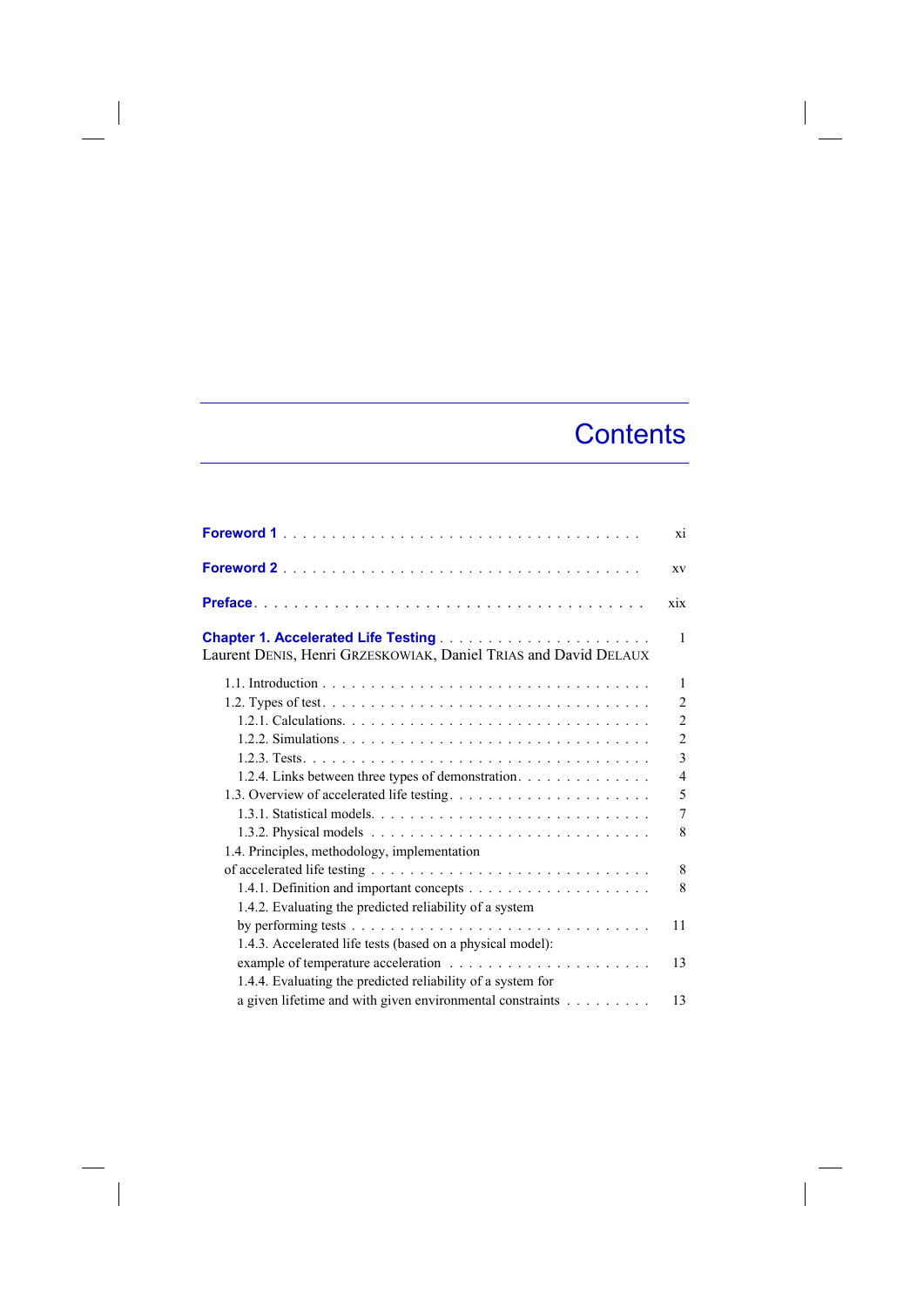# Contents

**Foreword 1** . . . . . . . . . . . . . . . . . . . . . . . . . . . . . . . . . . . . xi

**Foreword 2** . . . . . . . . . . . . . . . . . . . . . . . . . . . . . . . . . . . . xv

**Preface** . . . . . . . . . . . . . . . . . . . . . . . . . . . . . . . . . . . . . . xix

**Chapter 1. Accelerated Life Testing** . . . . . . . . . . . . . . . . . . . . . . 1
Laurent DENIS, Henri GRZESKOWIAK, Daniel TRIAS and David DELAUX

- 1.1. Introduction . . . . . . . . . . . . . . . . . . . . . . . . . . . . . . . . . . 1
- 1.2. Types of test . . . . . . . . . . . . . . . . . . . . . . . . . . . . . . . . . 2
  - 1.2.1. Calculations . . . . . . . . . . . . . . . . . . . . . . . . . . . . . . 2
  - 1.2.2. Simulations . . . . . . . . . . . . . . . . . . . . . . . . . . . . . . 2
  - 1.2.3. Tests . . . . . . . . . . . . . . . . . . . . . . . . . . . . . . . . . . 3
  - 1.2.4. Links between three types of demonstration . . . . . . . . . . . . . 4
- 1.3. Overview of accelerated life testing . . . . . . . . . . . . . . . . . . . . 5
  - 1.3.1. Statistical models . . . . . . . . . . . . . . . . . . . . . . . . . . . 7
  - 1.3.2. Physical models . . . . . . . . . . . . . . . . . . . . . . . . . . . . 8
- 1.4. Principles, methodology, implementation of accelerated life testing . . . . 8
  - 1.4.1. Definition and important concepts . . . . . . . . . . . . . . . . . . 8
  - 1.4.2. Evaluating the predicted reliability of a system by performing tests . . . 11
  - 1.4.3. Accelerated life tests (based on a physical model): example of temperature acceleration . . . . . . . . . . . . . . . . . . . . . 13
  - 1.4.4. Evaluating the predicted reliability of a system for a given lifetime and with given environmental constraints . . . . . . . . . 13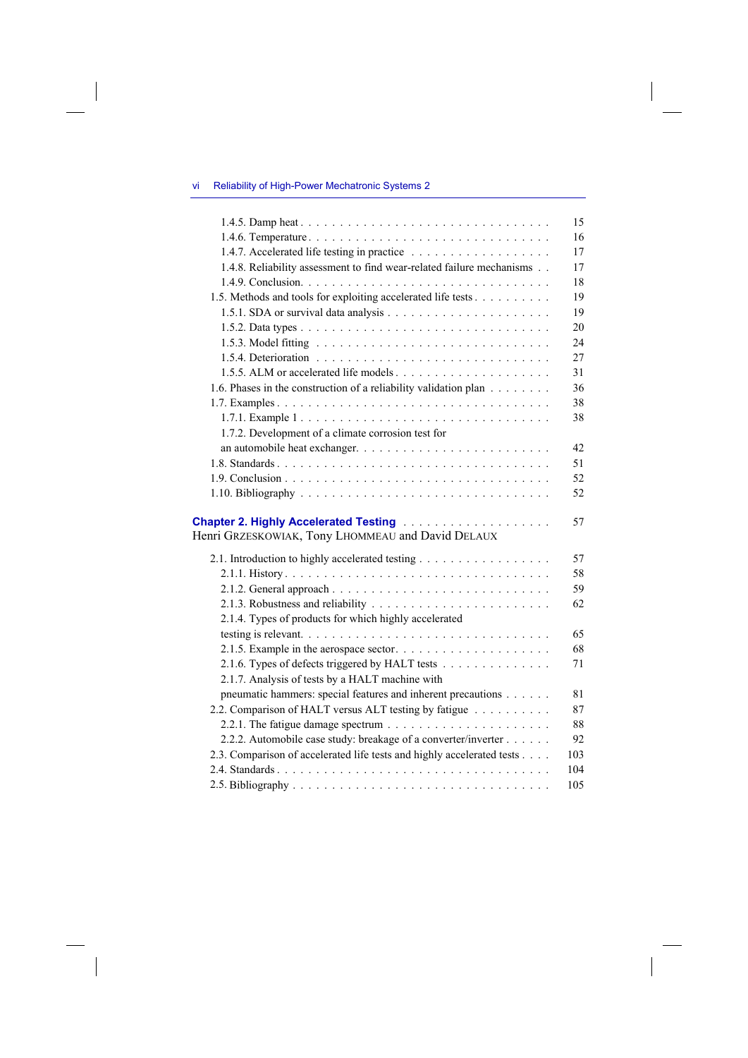1.4.5. Damp heat . . . . . . . . . . . . . . . . . . . . . . . . . . . . . . 15
1.4.6. Temperature . . . . . . . . . . . . . . . . . . . . . . . . . . . . . . 16
1.4.7. Accelerated life testing in practice . . . . . . . . . . . . . . . . . . 17
1.4.8. Reliability assessment to find wear-related failure mechanisms . . 17
1.4.9. Conclusion. . . . . . . . . . . . . . . . . . . . . . . . . . . . . . 18
1.5. Methods and tools for exploiting accelerated life tests . . . . . . . . . . 19
1.5.1. SDA or survival data analysis . . . . . . . . . . . . . . . . . . . . 19
1.5.2. Data types . . . . . . . . . . . . . . . . . . . . . . . . . . . . . . 20
1.5.3. Model fitting . . . . . . . . . . . . . . . . . . . . . . . . . . . . . 24
1.5.4. Deterioration . . . . . . . . . . . . . . . . . . . . . . . . . . . . . 27
1.5.5. ALM or accelerated life models . . . . . . . . . . . . . . . . . . . . 31
1.6. Phases in the construction of a reliability validation plan . . . . . . . . 36
1.7. Examples . . . . . . . . . . . . . . . . . . . . . . . . . . . . . . . . . 38
1.7.1. Example 1 . . . . . . . . . . . . . . . . . . . . . . . . . . . . . . . 38
1.7.2. Development of a climate corrosion test for an automobile heat exchanger. . . . . . . . . . . . . . . . . . . . . . . . 42
1.8. Standards . . . . . . . . . . . . . . . . . . . . . . . . . . . . . . . . . 51
1.9. Conclusion . . . . . . . . . . . . . . . . . . . . . . . . . . . . . . . . 52
1.10. Bibliography . . . . . . . . . . . . . . . . . . . . . . . . . . . . . . 52

**Chapter 2. Highly Accelerated Testing** . . . . . . . . . . . . . . . . . . . 57
Henri GRZESKOWIAK, Tony LHOMMEAU and David DELAUX

2.1. Introduction to highly accelerated testing . . . . . . . . . . . . . . . . 57
2.1.1. History . . . . . . . . . . . . . . . . . . . . . . . . . . . . . . . . 58
2.1.2. General approach . . . . . . . . . . . . . . . . . . . . . . . . . . . 59
2.1.3. Robustness and reliability . . . . . . . . . . . . . . . . . . . . . . 62
2.1.4. Types of products for which highly accelerated testing is relevant. . . . . . . . . . . . . . . . . . . . . . . . . . . . . 65
2.1.5. Example in the aerospace sector. . . . . . . . . . . . . . . . . . . . 68
2.1.6. Types of defects triggered by HALT tests . . . . . . . . . . . . . . . 71
2.1.7. Analysis of tests by a HALT machine with pneumatic hammers: special features and inherent precautions . . . . . . 81
2.2. Comparison of HALT versus ALT testing by fatigue . . . . . . . . . . . 87
2.2.1. The fatigue damage spectrum . . . . . . . . . . . . . . . . . . . . . 88
2.2.2. Automobile case study: breakage of a converter/inverter . . . . . . 92
2.3. Comparison of accelerated life tests and highly accelerated tests . . . . 103
2.4. Standards . . . . . . . . . . . . . . . . . . . . . . . . . . . . . . . . . 104
2.5. Bibliography . . . . . . . . . . . . . . . . . . . . . . . . . . . . . . . 105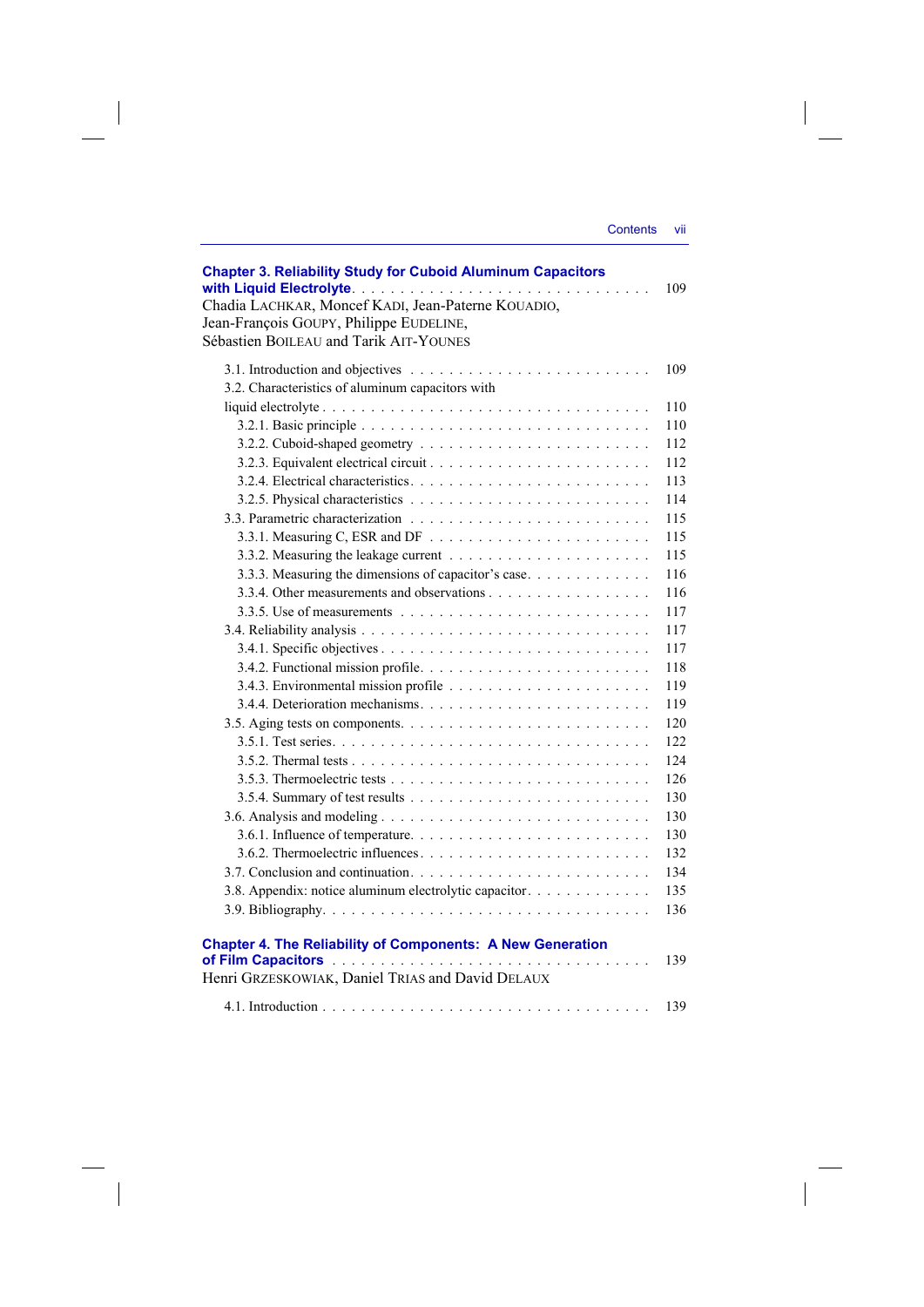**Chapter 3. Reliability Study for Cuboid Aluminum Capacitors with Liquid Electrolyte** . . . . . . . . . . . . . . . . . . . . . . . . . . . . . . 109
Chadia LACHKAR, Moncef KADI, Jean-Paterne KOUADIO, Jean-François GOUPY, Philippe EUDELINE, Sébastien BOILEAU and Tarik AIT-YOUNES

3.1. Introduction and objectives . . . . . . . . . . . . . . . . . . . . . . . . . 109
3.2. Characteristics of aluminum capacitors with liquid electrolyte . . . . . . . . . . . . . . . . . . . . . . . . . . . . . . . . . . 110
3.2.1. Basic principle . . . . . . . . . . . . . . . . . . . . . . . . . . . . . 110
3.2.2. Cuboid-shaped geometry . . . . . . . . . . . . . . . . . . . . . . . . 112
3.2.3. Equivalent electrical circuit . . . . . . . . . . . . . . . . . . . . . . . 112
3.2.4. Electrical characteristics . . . . . . . . . . . . . . . . . . . . . . . . 113
3.2.5. Physical characteristics . . . . . . . . . . . . . . . . . . . . . . . . 114
3.3. Parametric characterization . . . . . . . . . . . . . . . . . . . . . . . . 115
3.3.1. Measuring C, ESR and DF . . . . . . . . . . . . . . . . . . . . . . . 115
3.3.2. Measuring the leakage current . . . . . . . . . . . . . . . . . . . . . 115
3.3.3. Measuring the dimensions of capacitor's case . . . . . . . . . . . . . 116
3.3.4. Other measurements and observations . . . . . . . . . . . . . . . . . 116
3.3.5. Use of measurements . . . . . . . . . . . . . . . . . . . . . . . . . 117
3.4. Reliability analysis . . . . . . . . . . . . . . . . . . . . . . . . . . . . 117
3.4.1. Specific objectives . . . . . . . . . . . . . . . . . . . . . . . . . . . 117
3.4.2. Functional mission profile . . . . . . . . . . . . . . . . . . . . . . . 118
3.4.3. Environmental mission profile . . . . . . . . . . . . . . . . . . . . . 119
3.4.4. Deterioration mechanisms . . . . . . . . . . . . . . . . . . . . . . . 119
3.5. Aging tests on components . . . . . . . . . . . . . . . . . . . . . . . . 120
3.5.1. Test series . . . . . . . . . . . . . . . . . . . . . . . . . . . . . . . 122
3.5.2. Thermal tests . . . . . . . . . . . . . . . . . . . . . . . . . . . . . 124
3.5.3. Thermoelectric tests . . . . . . . . . . . . . . . . . . . . . . . . . . 126
3.5.4. Summary of test results . . . . . . . . . . . . . . . . . . . . . . . . 130
3.6. Analysis and modeling . . . . . . . . . . . . . . . . . . . . . . . . . . 130
3.6.1. Influence of temperature . . . . . . . . . . . . . . . . . . . . . . . . 130
3.6.2. Thermoelectric influences . . . . . . . . . . . . . . . . . . . . . . . 132
3.7. Conclusion and continuation . . . . . . . . . . . . . . . . . . . . . . . 134
3.8. Appendix: notice aluminum electrolytic capacitor . . . . . . . . . . . . . 135
3.9. Bibliography . . . . . . . . . . . . . . . . . . . . . . . . . . . . . . . 136

**Chapter 4. The Reliability of Components: A New Generation of Film Capacitors** . . . . . . . . . . . . . . . . . . . . . . . . . . . . . . . . 139
Henri GRZESKOWIAK, Daniel TRIAS and David DELAUX

4.1. Introduction . . . . . . . . . . . . . . . . . . . . . . . . . . . . . . . . 139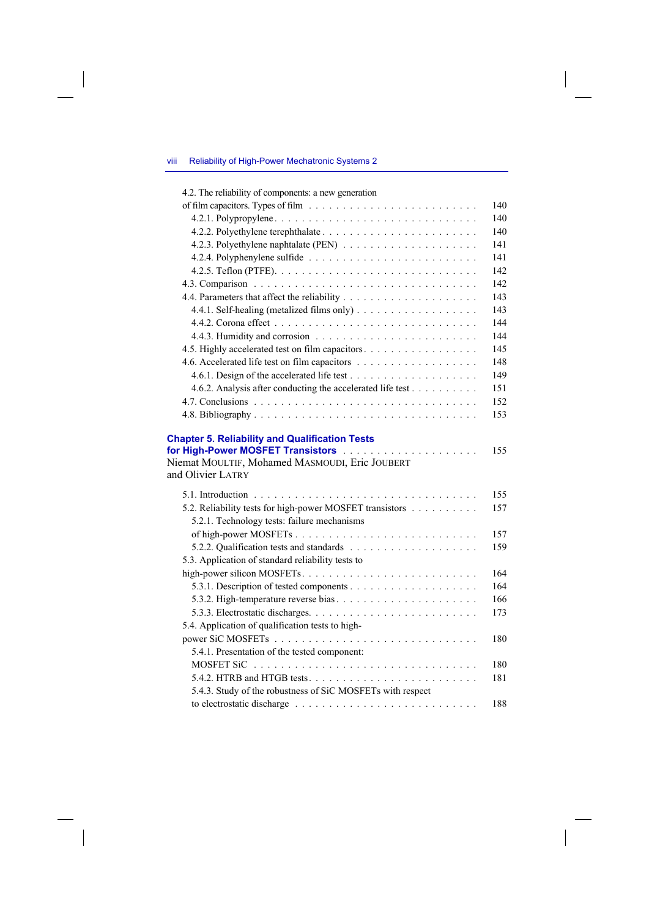4.2. The reliability of components: a new generation of film capacitors. Types of film . . . . . . . . . . 140
- 4.2.1. Polypropylene . . . . . . . . . . 140
- 4.2.2. Polyethylene terephthalate . . . . . . . . . . 140
- 4.2.3. Polyethylene naphtalate (PEN) . . . . . . . . . . 141
- 4.2.4. Polyphenylene sulfide . . . . . . . . . . 141
- 4.2.5. Teflon (PTFE) . . . . . . . . . . 142

4.3. Comparison . . . . . . . . . . 142

4.4. Parameters that affect the reliability . . . . . . . . . . 143
- 4.4.1. Self-healing (metalized films only) . . . . . . . . . . 143
- 4.4.2. Corona effect . . . . . . . . . . 144
- 4.4.3. Humidity and corrosion . . . . . . . . . . 144

4.5. Highly accelerated test on film capacitors . . . . . . . . . . 145

4.6. Accelerated life test on film capacitors . . . . . . . . . . 148
- 4.6.1. Design of the accelerated life test . . . . . . . . . . 149
- 4.6.2. Analysis after conducting the accelerated life test . . . . . . . . . . 151

4.7. Conclusions . . . . . . . . . . 152

4.8. Bibliography . . . . . . . . . . 153

**Chapter 5. Reliability and Qualification Tests for High-Power MOSFET Transistors** . . . . . . . . . . 155
Niemat MOULTIF, Mohamed MASMOUDI, Eric JOUBERT and Olivier LATRY

5.1. Introduction . . . . . . . . . . 155

5.2. Reliability tests for high-power MOSFET transistors . . . . . . . . . . 157
- 5.2.1. Technology tests: failure mechanisms of high-power MOSFETs . . . . . . . . . . 157
- 5.2.2. Qualification tests and standards . . . . . . . . . . 159

5.3. Application of standard reliability tests to high-power silicon MOSFETs . . . . . . . . . . 164
- 5.3.1. Description of tested components . . . . . . . . . . 164
- 5.3.2. High-temperature reverse bias . . . . . . . . . . 166
- 5.3.3. Electrostatic discharges . . . . . . . . . . 173

5.4. Application of qualification tests to high-power SiC MOSFETs . . . . . . . . . . 180
- 5.4.1. Presentation of the tested component: MOSFET SiC . . . . . . . . . . 180
- 5.4.2. HTRB and HTGB tests . . . . . . . . . . 181
- 5.4.3. Study of the robustness of SiC MOSFETs with respect to electrostatic discharge . . . . . . . . . . 188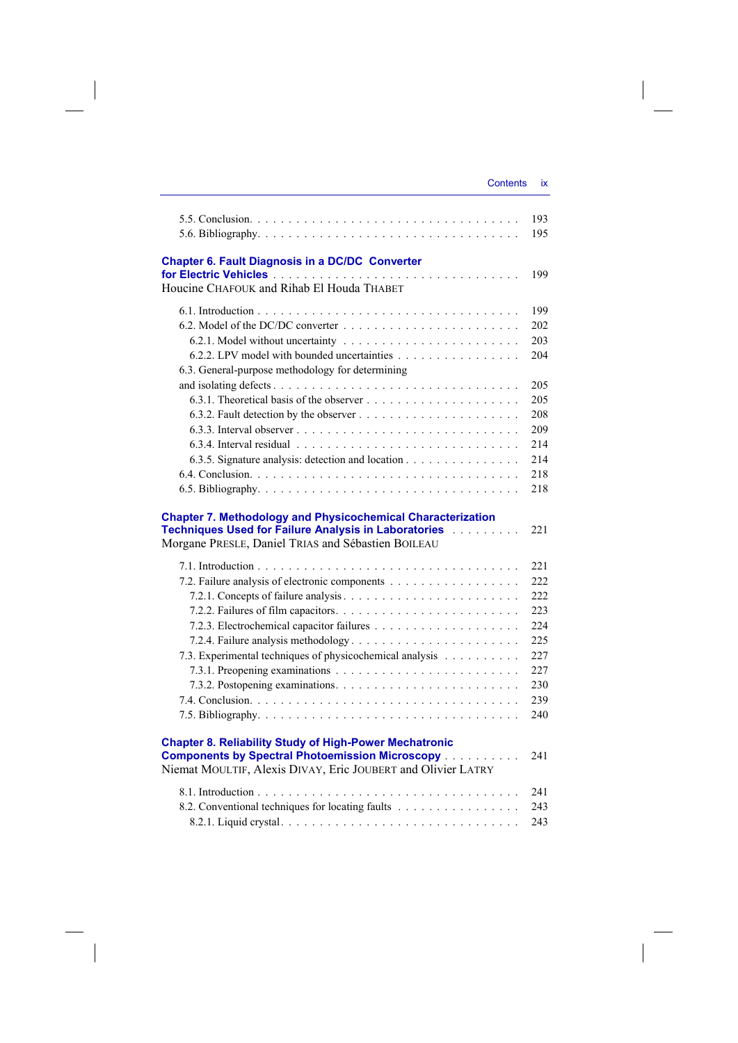5.5. Conclusion . . . . . . . . . . . . . . . . . . . . . . . . . . . . . . . . . 193
5.6. Bibliography . . . . . . . . . . . . . . . . . . . . . . . . . . . . . . . . . 195

**Chapter 6. Fault Diagnosis in a DC/DC Converter for Electric Vehicles** . . . . . . . . . . . . . . . . . . . . . . . . . . . . . . . 199
Houcine CHAFOUK and Rihab El Houda THABET

6.1. Introduction . . . . . . . . . . . . . . . . . . . . . . . . . . . . . . . . . 199
6.2. Model of the DC/DC converter . . . . . . . . . . . . . . . . . . . . . . . 202
6.2.1. Model without uncertainty . . . . . . . . . . . . . . . . . . . . . . . 203
6.2.2. LPV model with bounded uncertainties . . . . . . . . . . . . . . . . 204
6.3. General-purpose methodology for determining and isolating defects . . . . . . . . . . . . . . . . . . . . . . . . . . . . . . 205
6.3.1. Theoretical basis of the observer . . . . . . . . . . . . . . . . . . . . 205
6.3.2. Fault detection by the observer . . . . . . . . . . . . . . . . . . . . . 208
6.3.3. Interval observer . . . . . . . . . . . . . . . . . . . . . . . . . . . . . 209
6.3.4. Interval residual . . . . . . . . . . . . . . . . . . . . . . . . . . . . . 214
6.3.5. Signature analysis: detection and location . . . . . . . . . . . . . . . 214
6.4. Conclusion . . . . . . . . . . . . . . . . . . . . . . . . . . . . . . . . . . 218
6.5. Bibliography . . . . . . . . . . . . . . . . . . . . . . . . . . . . . . . . . 218

**Chapter 7. Methodology and Physicochemical Characterization Techniques Used for Failure Analysis in Laboratories** . . . . . . . . . 221
Morgane PRESLE, Daniel TRIAS and Sébastien BOILEAU

7.1. Introduction . . . . . . . . . . . . . . . . . . . . . . . . . . . . . . . . . 221
7.2. Failure analysis of electronic components . . . . . . . . . . . . . . . . . 222
7.2.1. Concepts of failure analysis . . . . . . . . . . . . . . . . . . . . . . . 222
7.2.2. Failures of film capacitors . . . . . . . . . . . . . . . . . . . . . . . . 223
7.2.3. Electrochemical capacitor failures . . . . . . . . . . . . . . . . . . . 224
7.2.4. Failure analysis methodology . . . . . . . . . . . . . . . . . . . . . . 225
7.3. Experimental techniques of physicochemical analysis . . . . . . . . . . 227
7.3.1. Preopening examinations . . . . . . . . . . . . . . . . . . . . . . . . 227
7.3.2. Postopening examinations . . . . . . . . . . . . . . . . . . . . . . . . 230
7.4. Conclusion . . . . . . . . . . . . . . . . . . . . . . . . . . . . . . . . . . 239
7.5. Bibliography . . . . . . . . . . . . . . . . . . . . . . . . . . . . . . . . . 240

**Chapter 8. Reliability Study of High-Power Mechatronic Components by Spectral Photoemission Microscopy** . . . . . . . . . . 241
Niemat MOULTIF, Alexis DIVAY, Eric JOUBERT and Olivier LATRY

8.1. Introduction . . . . . . . . . . . . . . . . . . . . . . . . . . . . . . . . . 241
8.2. Conventional techniques for locating faults . . . . . . . . . . . . . . . . 243
8.2.1. Liquid crystal . . . . . . . . . . . . . . . . . . . . . . . . . . . . . . . 243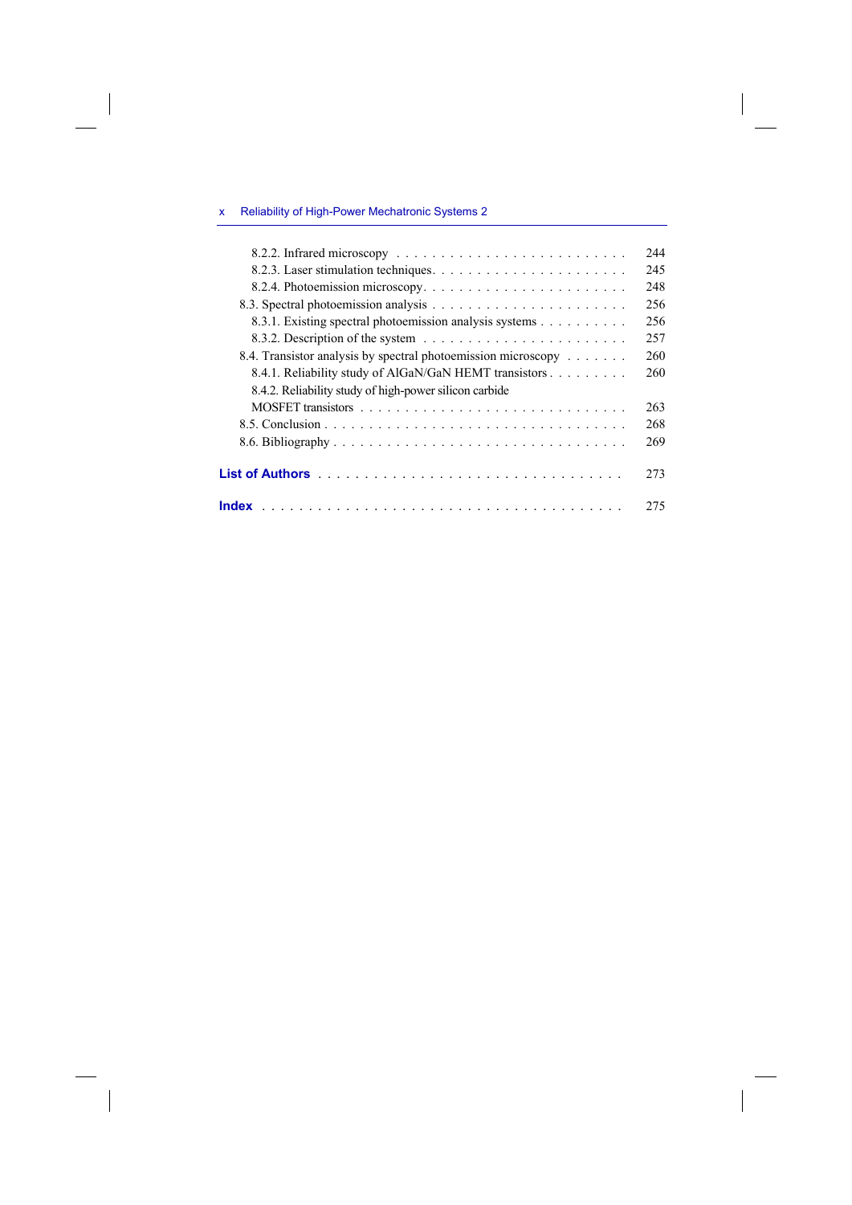8.2.2. Infrared microscopy . . . . . . . . . . . . . . . . . . . . . . . . . . 244
8.2.3. Laser stimulation techniques. . . . . . . . . . . . . . . . . . . . . . 245
8.2.4. Photoemission microscopy. . . . . . . . . . . . . . . . . . . . . . . . 248
8.3. Spectral photoemission analysis . . . . . . . . . . . . . . . . . . . . . . . 256
8.3.1. Existing spectral photoemission analysis systems . . . . . . . . . . 256
8.3.2. Description of the system . . . . . . . . . . . . . . . . . . . . . . . . 257
8.4. Transistor analysis by spectral photoemission microscopy . . . . . . . 260
8.4.1. Reliability study of AlGaN/GaN HEMT transistors . . . . . . . . . 260
8.4.2. Reliability study of high-power silicon carbide MOSFET transistors . . . . . . . . . . . . . . . . . . . . . . . . . . . . . . . 263
8.5. Conclusion . . . . . . . . . . . . . . . . . . . . . . . . . . . . . . . . . . 268
8.6. Bibliography . . . . . . . . . . . . . . . . . . . . . . . . . . . . . . . . . 269

**List of Authors** . . . . . . . . . . . . . . . . . . . . . . . . . . . . . . . . . 273

**Index** . . . . . . . . . . . . . . . . . . . . . . . . . . . . . . . . . . . . . . 275